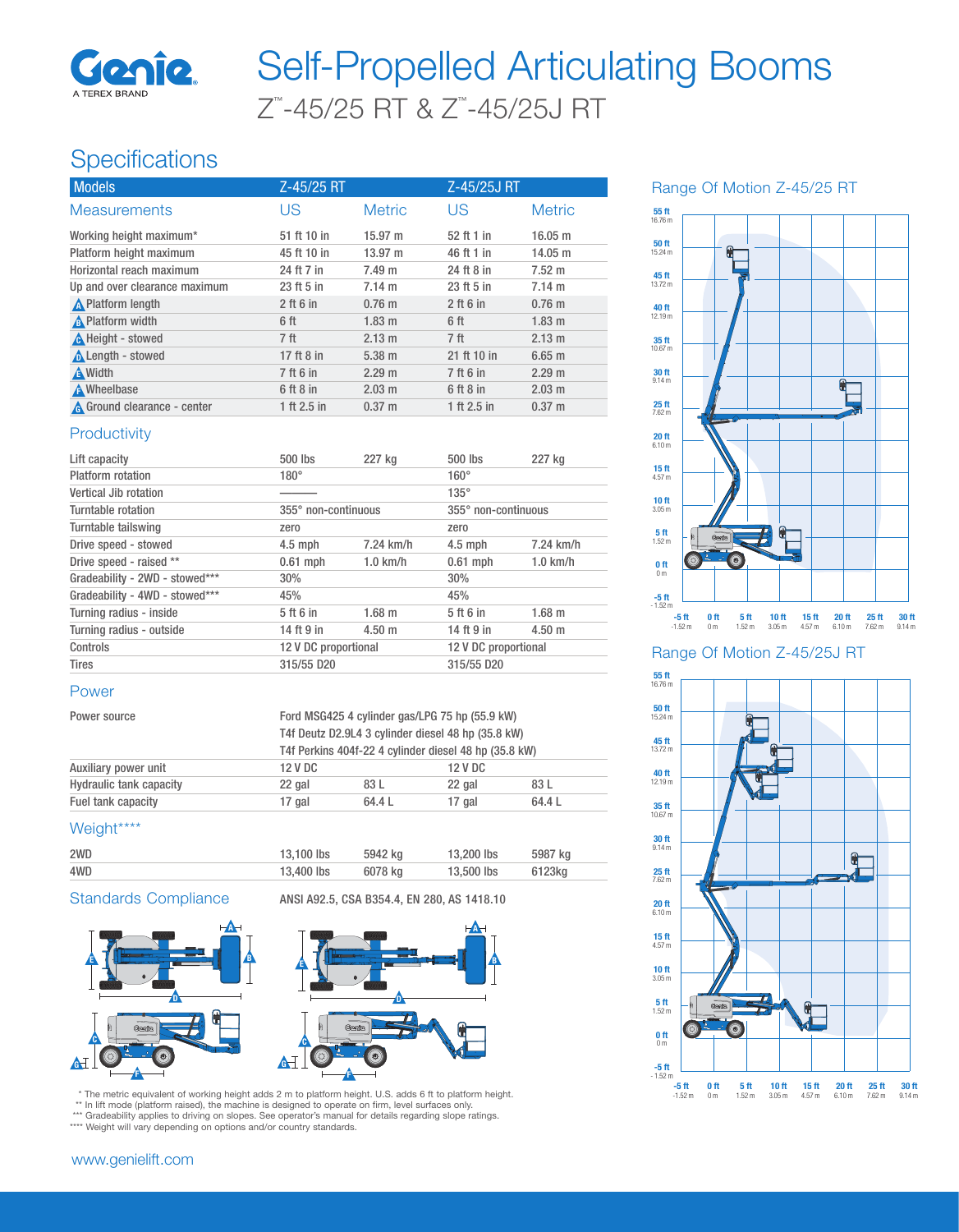# Self-Propelled Articulating Booms

## Z™-45/25 RT & Z™-45/25J RT

## Specifications

| Models | Z-45/25 RT | | Z-45/25J RT | |
|---|---|---|---|---|
| **Measurements** | **US** | **Metric** | **US** | **Metric** |
| Working height maximum* | 51 ft 10 in | 15.97 m | 52 ft 1 in | 16.05 m |
| Platform height maximum | 45 ft 10 in | 13.97 m | 46 ft 1 in | 14.05 m |
| Horizontal reach maximum | 24 ft 7 in | 7.49 m | 24 ft 8 in | 7.52 m |
| Up and over clearance maximum | 23 ft 5 in | 7.14 m | 23 ft 5 in | 7.14 m |
| A Platform length | 2 ft 6 in | 0.76 m | 2 ft 6 in | 0.76 m |
| B Platform width | 6 ft | 1.83 m | 6 ft | 1.83 m |
| C Height - stowed | 7 ft | 2.13 m | 7 ft | 2.13 m |
| D Length - stowed | 17 ft 8 in | 5.38 m | 21 ft 10 in | 6.65 m |
| E Width | 7 ft 6 in | 2.29 m | 7 ft 6 in | 2.29 m |
| F Wheelbase | 6 ft 8 in | 2.03 m | 6 ft 8 in | 2.03 m |
| G Ground clearance - center | 1 ft 2.5 in | 0.37 m | 1 ft 2.5 in | 0.37 m |

### Productivity

| | | | | |
|---|---|---|---|---|
| Lift capacity | 500 lbs | 227 kg | 500 lbs | 227 kg |
| Platform rotation | 180° | | 160° | |
| Vertical Jib rotation | ——— | | 135° | |
| Turntable rotation | 355° non-continuous | | 355° non-continuous | |
| Turntable tailswing | zero | | zero | |
| Drive speed - stowed | 4.5 mph | 7.24 km/h | 4.5 mph | 7.24 km/h |
| Drive speed - raised ** | 0.61 mph | 1.0 km/h | 0.61 mph | 1.0 km/h |
| Gradeability - 2WD - stowed*** | 30% | | 30% | |
| Gradeability - 4WD - stowed*** | 45% | | 45% | |
| Turning radius - inside | 5 ft 6 in | 1.68 m | 5 ft 6 in | 1.68 m |
| Turning radius - outside | 14 ft 9 in | 4.50 m | 14 ft 9 in | 4.50 m |
| Controls | 12 V DC proportional | | 12 V DC proportional | |
| Tires | 315/55 D20 | | 315/55 D20 | |

### Power

Power source: Ford MSG425 4 cylinder gas/LPG 75 hp (55.9 kW); T4f Deutz D2.9L4 3 cylinder diesel 48 hp (35.8 kW); T4f Perkins 404f-22 4 cylinder diesel 48 hp (35.8 kW)

| | | | | |
|---|---|---|---|---|
| Auxiliary power unit | 12 V DC | | 12 V DC | |
| Hydraulic tank capacity | 22 gal | 83 L | 22 gal | 83 L |
| Fuel tank capacity | 17 gal | 64.4 L | 17 gal | 64.4 L |

### Weight****

| | | | | |
|---|---|---|---|---|
| 2WD | 13,100 lbs | 5942 kg | 13,200 lbs | 5987 kg |
| 4WD | 13,400 lbs | 6078 kg | 13,500 lbs | 6123kg |

### Standards Compliance

ANSI A92.5, CSA B354.4, EN 280, AS 1418.10

### Range Of Motion Z-45/25 RT

### Range Of Motion Z-45/25J RT

\* The metric equivalent of working height adds 2 m to platform height. U.S. adds 6 ft to platform height.
\** In lift mode (platform raised), the machine is designed to operate on firm, level surfaces only.
\*** Gradeability applies to driving on slopes. See operator's manual for details regarding slope ratings.
\**** Weight will vary depending on options and/or country standards.

www.genielift.com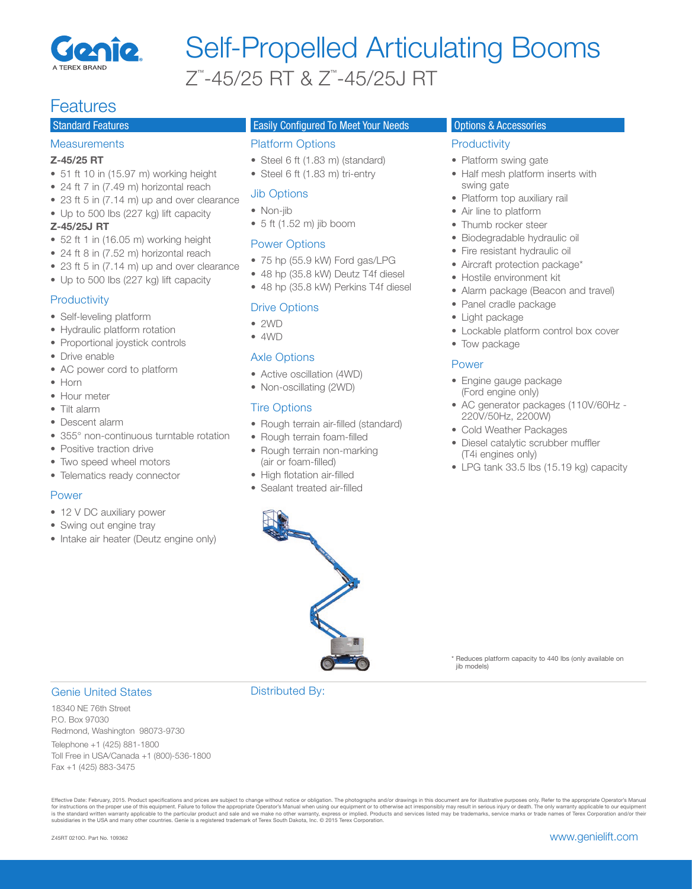# Self-Propelled Articulating Booms

## Z™-45/25 RT & Z™-45/25J RT

## Features

### Standard Features

#### Measurements

**Z-45/25 RT**

- 51 ft 10 in (15.97 m) working height
- 24 ft 7 in (7.49 m) horizontal reach
- 23 ft 5 in (7.14 m) up and over clearance
- Up to 500 lbs (227 kg) lift capacity

**Z-45/25J RT**

- 52 ft 1 in (16.05 m) working height
- 24 ft 8 in (7.52 m) horizontal reach
- 23 ft 5 in (7.14 m) up and over clearance
- Up to 500 lbs (227 kg) lift capacity

#### Productivity

- Self-leveling platform
- Hydraulic platform rotation
- Proportional joystick controls
- Drive enable
- AC power cord to platform
- Horn
- Hour meter
- Tilt alarm
- Descent alarm
- 355° non-continuous turntable rotation
- Positive traction drive
- Two speed wheel motors
- Telematics ready connector

#### Power

- 12 V DC auxiliary power
- Swing out engine tray
- Intake air heater (Deutz engine only)

### Easily Configured To Meet Your Needs

#### Platform Options

- Steel 6 ft (1.83 m) (standard)
- Steel 6 ft (1.83 m) tri-entry

#### Jib Options

- Non-jib
- 5 ft (1.52 m) jib boom

#### Power Options

- 75 hp (55.9 kW) Ford gas/LPG
- 48 hp (35.8 kW) Deutz T4f diesel
- 48 hp (35.8 kW) Perkins T4f diesel

#### Drive Options

- 2WD
- 4WD

#### Axle Options

- Active oscillation (4WD)
- Non-oscillating (2WD)

#### Tire Options

- Rough terrain air-filled (standard)
- Rough terrain foam-filled
- Rough terrain non-marking (air or foam-filled)
- High flotation air-filled
- Sealant treated air-filled

### Options & Accessories

#### Productivity

- Platform swing gate
- Half mesh platform inserts with swing gate
- Platform top auxiliary rail
- Air line to platform
- Thumb rocker steer
- Biodegradable hydraulic oil
- Fire resistant hydraulic oil
- Aircraft protection package*
- Hostile environment kit
- Alarm package (Beacon and travel)
- Panel cradle package
- Light package
- Lockable platform control box cover
- Tow package

#### Power

- Engine gauge package (Ford engine only)
- AC generator packages (110V/60Hz - 220V/50Hz, 2200W)
- Cold Weather Packages
- Diesel catalytic scrubber muffler (T4i engines only)
- LPG tank 33.5 lbs (15.19 kg) capacity

\* Reduces platform capacity to 440 lbs (only available on jib models)

### Genie United States

18340 NE 76th Street
P.O. Box 97030
Redmond, Washington 98073-9730
Telephone +1 (425) 881-1800
Toll Free in USA/Canada +1 (800)-536-1800
Fax +1 (425) 883-3475

### Distributed By:

Effective Date: February, 2015. Product specifications and prices are subject to change without notice or obligation. The photographs and/or drawings in this document are for illustrative purposes only. Refer to the appropriate Operator's Manual for instructions on the proper use of this equipment. Failure to follow the appropriate Operator's Manual when using our equipment or to otherwise act irresponsibly may result in serious injury or death. The only warranty applicable to our equipment is the standard written warranty applicable to the particular product and sale and we make no other warranty, express or implied. Products and services listed may be trademarks, service marks or trade names of Terex Corporation and/or their subsidiaries in the USA and many other countries. Genie is a registered trademark of Terex South Dakota, Inc. © 2015 Terex Corporation.

Z45RT 0210O. Part No. 109362

www.genielift.com